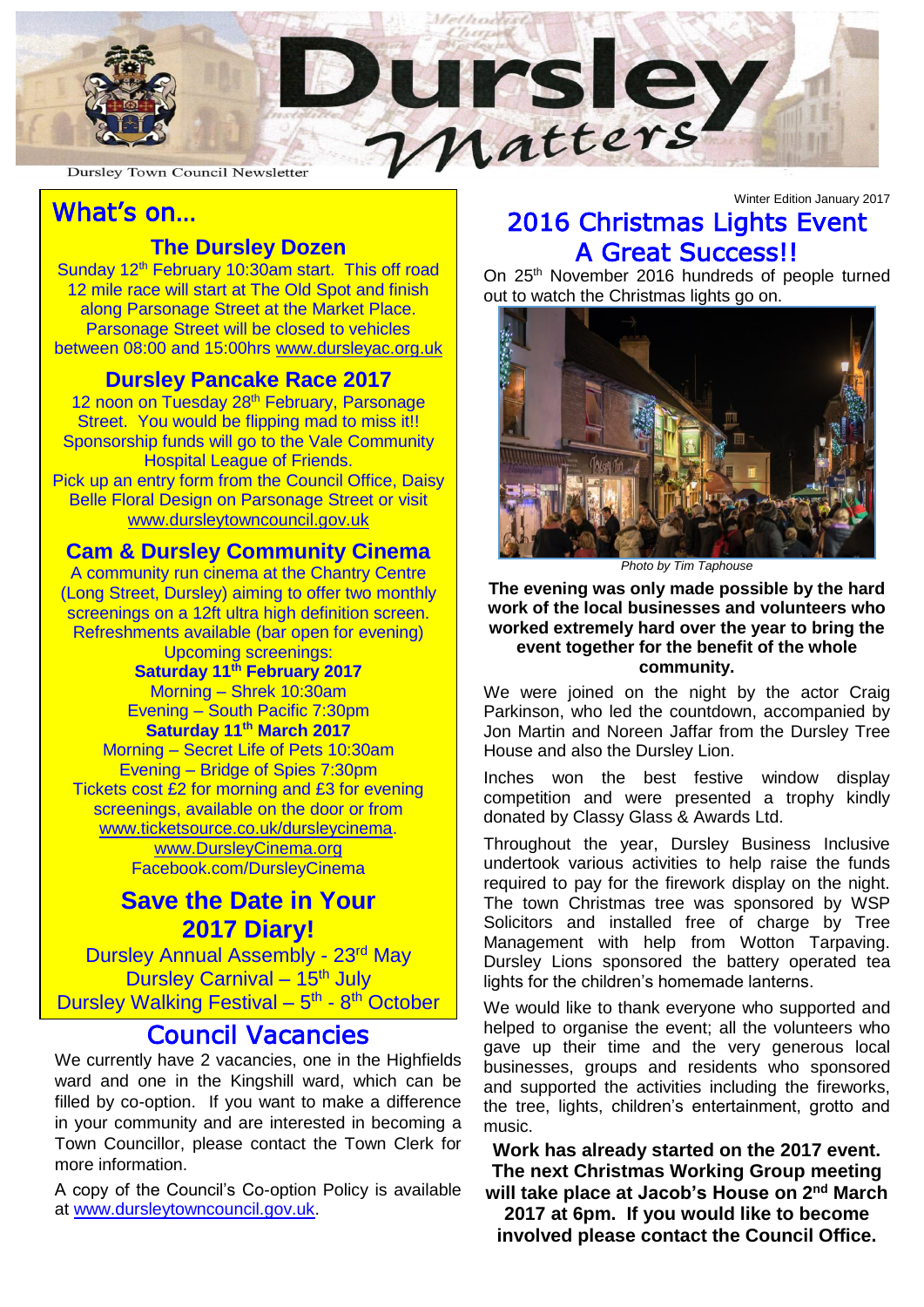# Dursley Matters

Dursley Town Council Newsletter

Winter Edition January 2017

## What's on…

### The Dursley Dozen

Sunday 12th February 10:30am start. This off road 12 mile race will start at The Old Spot and finish along Parsonage Street at the Market Place. Parsonage Street will be closed to vehicles between 08:00 and 15:00hrs www.dursleyac.org.uk

### Dursley Pancake Race 2017

12 noon on Tuesday 28th February, Parsonage Street. You would be flipping mad to miss it!! Sponsorship funds will go to the Vale Community Hospital League of Friends.

Pick up an entry form from the Council Office, Daisy Belle Floral Design on Parsonage Street or visit www.dursleytowncouncil.gov.uk

### Cam & Dursley Community Cinema

A community run cinema at the Chantry Centre (Long Street, Dursley) aiming to offer two monthly screenings on a 12ft ultra high definition screen. Refreshments available (bar open for evening)

Upcoming screenings:

**Saturday 11th February 2017**

Morning – Shrek 10:30am

Evening – South Pacific 7:30pm

**Saturday 11th March 2017**

Morning – Secret Life of Pets 10:30am

Evening – Bridge of Spies 7:30pm

Tickets cost £2 for morning and £3 for evening screenings, available on the door or from www.ticketsource.co.uk/dursleycinema.

www.DursleyCinema.org

Facebook.com/DursleyCinema

### Save the Date in Your 2017 Diary!

Dursley Annual Assembly - 23rd May

Dursley Carnival – 15th July

Dursley Walking Festival – 5th - 8th October

## Council Vacancies

We currently have 2 vacancies, one in the Highfields ward and one in the Kingshill ward, which can be filled by co-option. If you want to make a difference in your community and are interested in becoming a Town Councillor, please contact the Town Clerk for more information.

A copy of the Council's Co-option Policy is available at www.dursleytowncouncil.gov.uk.

## 2016 Christmas Lights Event A Great Success!!

On 25th November 2016 hundreds of people turned out to watch the Christmas lights go on.

*Photo by Tim Taphouse*

**The evening was only made possible by the hard work of the local businesses and volunteers who worked extremely hard over the year to bring the event together for the benefit of the whole community.**

We were joined on the night by the actor Craig Parkinson, who led the countdown, accompanied by Jon Martin and Noreen Jaffar from the Dursley Tree House and also the Dursley Lion.

Inches won the best festive window display competition and were presented a trophy kindly donated by Classy Glass & Awards Ltd.

Throughout the year, Dursley Business Inclusive undertook various activities to help raise the funds required to pay for the firework display on the night. The town Christmas tree was sponsored by WSP Solicitors and installed free of charge by Tree Management with help from Wotton Tarpaving. Dursley Lions sponsored the battery operated tea lights for the children's homemade lanterns.

We would like to thank everyone who supported and helped to organise the event; all the volunteers who gave up their time and the very generous local businesses, groups and residents who sponsored and supported the activities including the fireworks, the tree, lights, children's entertainment, grotto and music.

**Work has already started on the 2017 event. The next Christmas Working Group meeting will take place at Jacob's House on 2nd March 2017 at 6pm. If you would like to become involved please contact the Council Office.**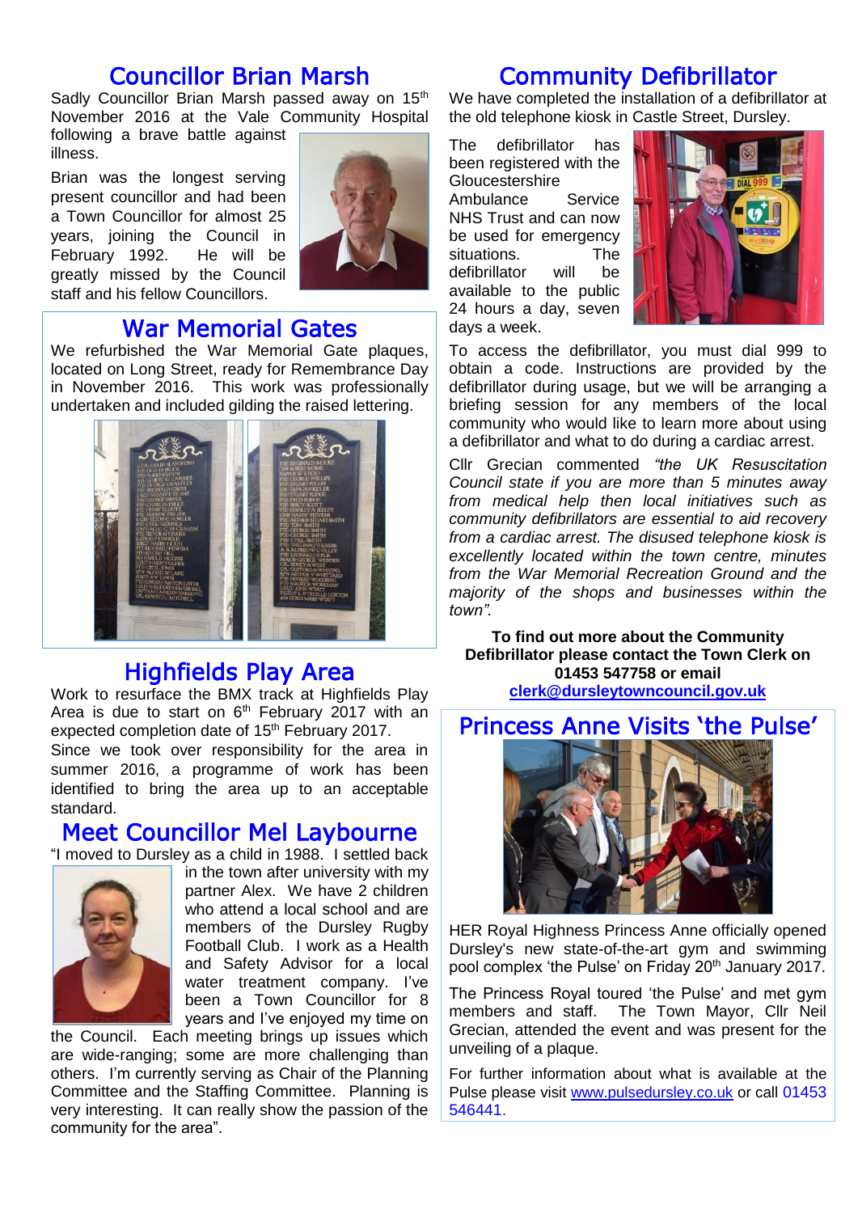## Councillor Brian Marsh

Sadly Councillor Brian Marsh passed away on 15th November 2016 at the Vale Community Hospital following a brave battle against illness.

Brian was the longest serving present councillor and had been a Town Councillor for almost 25 years, joining the Council in February 1992. He will be greatly missed by the Council staff and his fellow Councillors.

## War Memorial Gates

We refurbished the War Memorial Gate plaques, located on Long Street, ready for Remembrance Day in November 2016. This work was professionally undertaken and included gilding the raised lettering.

## Highfields Play Area

Work to resurface the BMX track at Highfields Play Area is due to start on 6th February 2017 with an expected completion date of 15th February 2017.

Since we took over responsibility for the area in summer 2016, a programme of work has been identified to bring the area up to an acceptable standard.

## Meet Councillor Mel Laybourne

"I moved to Dursley as a child in 1988. I settled back in the town after university with my partner Alex. We have 2 children who attend a local school and are members of the Dursley Rugby Football Club. I work as a Health and Safety Advisor for a local water treatment company. I've been a Town Councillor for 8 years and I've enjoyed my time on the Council. Each meeting brings up issues which are wide-ranging; some are more challenging than others. I'm currently serving as Chair of the Planning Committee and the Staffing Committee. Planning is very interesting. It can really show the passion of the community for the area".

## Community Defibrillator

We have completed the installation of a defibrillator at the old telephone kiosk in Castle Street, Dursley.

The defibrillator has been registered with the Gloucestershire Ambulance Service NHS Trust and can now be used for emergency situations. The defibrillator will be available to the public 24 hours a day, seven days a week.

To access the defibrillator, you must dial 999 to obtain a code. Instructions are provided by the defibrillator during usage, but we will be arranging a briefing session for any members of the local community who would like to learn more about using a defibrillator and what to do during a cardiac arrest.

Cllr Grecian commented *"the UK Resuscitation Council state if you are more than 5 minutes away from medical help then local initiatives such as community defibrillators are essential to aid recovery from a cardiac arrest. The disused telephone kiosk is excellently located within the town centre, minutes from the War Memorial Recreation Ground and the majority of the shops and businesses within the town".*

**To find out more about the Community Defibrillator please contact the Town Clerk on 01453 547758 or email clerk@dursleytowncouncil.gov.uk**

## Princess Anne Visits 'the Pulse'

HER Royal Highness Princess Anne officially opened Dursley's new state-of-the-art gym and swimming pool complex 'the Pulse' on Friday 20th January 2017.

The Princess Royal toured 'the Pulse' and met gym members and staff. The Town Mayor, Cllr Neil Grecian, attended the event and was present for the unveiling of a plaque.

For further information about what is available at the Pulse please visit www.pulsedursley.co.uk or call 01453 546441.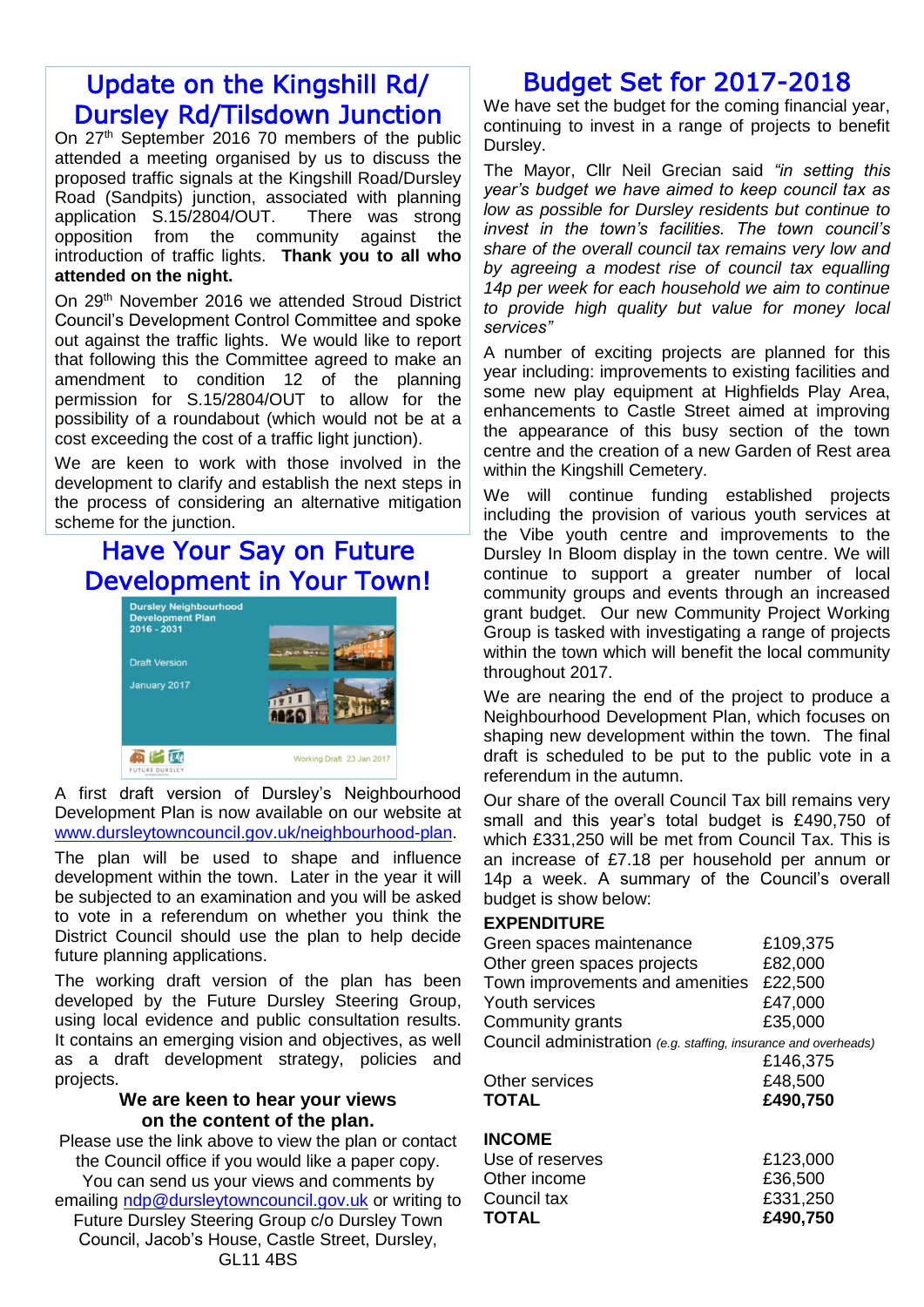## Update on the Kingshill Rd/ Dursley Rd/Tilsdown Junction

On 27th September 2016 70 members of the public attended a meeting organised by us to discuss the proposed traffic signals at the Kingshill Road/Dursley Road (Sandpits) junction, associated with planning application S.15/2804/OUT. There was strong opposition from the community against the introduction of traffic lights. **Thank you to all who attended on the night.**

On 29th November 2016 we attended Stroud District Council's Development Control Committee and spoke out against the traffic lights. We would like to report that following this the Committee agreed to make an amendment to condition 12 of the planning permission for S.15/2804/OUT to allow for the possibility of a roundabout (which would not be at a cost exceeding the cost of a traffic light junction).

We are keen to work with those involved in the development to clarify and establish the next steps in the process of considering an alternative mitigation scheme for the junction.

## Have Your Say on Future Development in Your Town!

Dursley Neighbourhood Development Plan 2016 - 2031

Draft Version

January 2017

Working Draft 23 Jan 2017

A first draft version of Dursley's Neighbourhood Development Plan is now available on our website at www.dursleytowncouncil.gov.uk/neighbourhood-plan.

The plan will be used to shape and influence development within the town. Later in the year it will be subjected to an examination and you will be asked to vote in a referendum on whether you think the District Council should use the plan to help decide future planning applications.

The working draft version of the plan has been developed by the Future Dursley Steering Group, using local evidence and public consultation results. It contains an emerging vision and objectives, as well as a draft development strategy, policies and projects.

**We are keen to hear your views on the content of the plan.**

Please use the link above to view the plan or contact the Council office if you would like a paper copy. You can send us your views and comments by emailing ndp@dursleytowncouncil.gov.uk or writing to Future Dursley Steering Group c/o Dursley Town Council, Jacob's House, Castle Street, Dursley, GL11 4BS

## Budget Set for 2017-2018

We have set the budget for the coming financial year, continuing to invest in a range of projects to benefit Dursley.

The Mayor, Cllr Neil Grecian said *"in setting this year's budget we have aimed to keep council tax as low as possible for Dursley residents but continue to invest in the town's facilities. The town council's share of the overall council tax remains very low and by agreeing a modest rise of council tax equalling 14p per week for each household we aim to continue to provide high quality but value for money local services"*

A number of exciting projects are planned for this year including: improvements to existing facilities and some new play equipment at Highfields Play Area, enhancements to Castle Street aimed at improving the appearance of this busy section of the town centre and the creation of a new Garden of Rest area within the Kingshill Cemetery.

We will continue funding established projects including the provision of various youth services at the Vibe youth centre and improvements to the Dursley In Bloom display in the town centre. We will continue to support a greater number of local community groups and events through an increased grant budget. Our new Community Project Working Group is tasked with investigating a range of projects within the town which will benefit the local community throughout 2017.

We are nearing the end of the project to produce a Neighbourhood Development Plan, which focuses on shaping new development within the town. The final draft is scheduled to be put to the public vote in a referendum in the autumn.

Our share of the overall Council Tax bill remains very small and this year's total budget is £490,750 of which £331,250 will be met from Council Tax. This is an increase of £7.18 per household per annum or 14p a week. A summary of the Council's overall budget is show below:

**EXPENDITURE**

| | |
|---|---|
| Green spaces maintenance | £109,375 |
| Other green spaces projects | £82,000 |
| Town improvements and amenities | £22,500 |
| Youth services | £47,000 |
| Community grants | £35,000 |
| Council administration *(e.g. staffing, insurance and overheads)* | £146,375 |
| Other services | £48,500 |
| **TOTAL** | **£490,750** |

**INCOME**

| | |
|---|---|
| Use of reserves | £123,000 |
| Other income | £36,500 |
| Council tax | £331,250 |
| **TOTAL** | **£490,750** |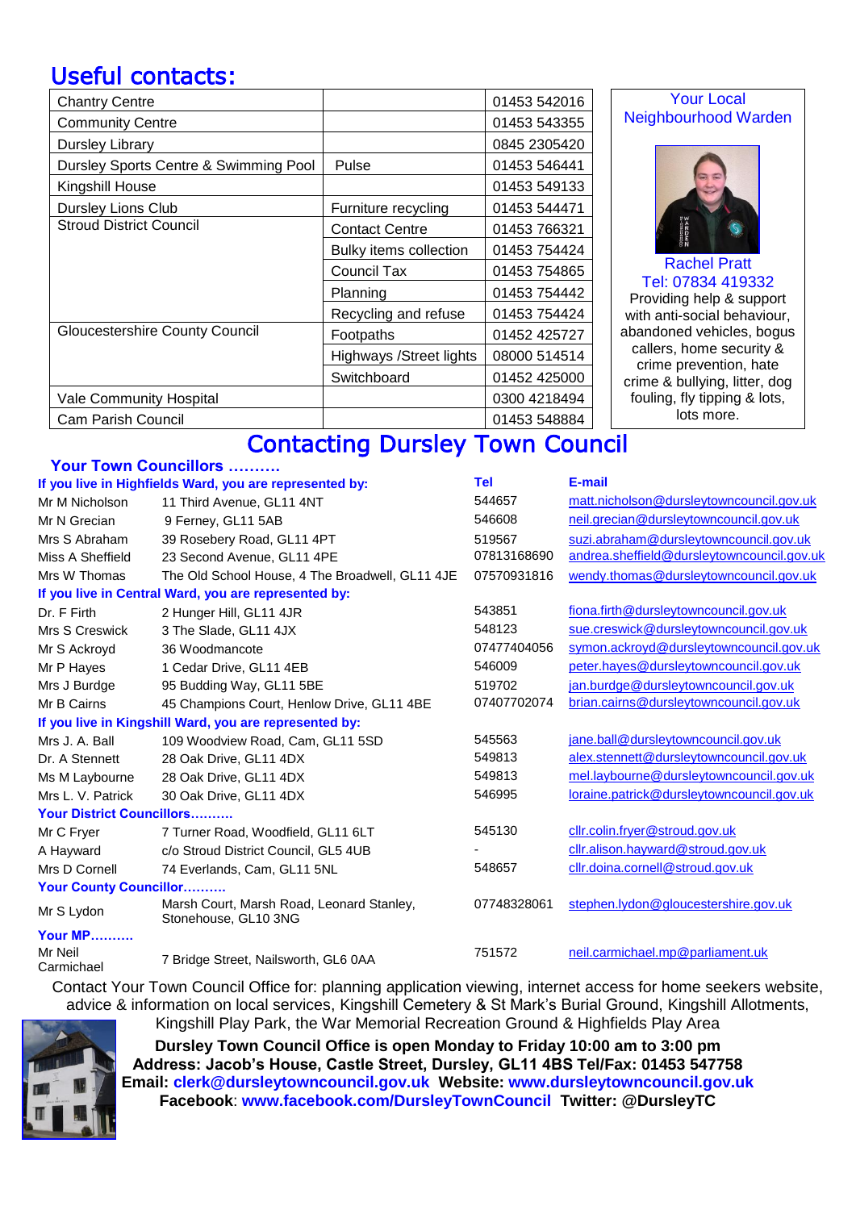# Useful contacts:

| | | |
|---|---|---|
| Chantry Centre | | 01453 542016 |
| Community Centre | | 01453 543355 |
| Dursley Library | | 0845 2305420 |
| Dursley Sports Centre & Swimming Pool | Pulse | 01453 546441 |
| Kingshill House | | 01453 549133 |
| Dursley Lions Club | Furniture recycling | 01453 544471 |
| Stroud District Council | Contact Centre | 01453 766321 |
| | Bulky items collection | 01453 754424 |
| | Council Tax | 01453 754865 |
| | Planning | 01453 754442 |
| | Recycling and refuse | 01453 754424 |
| Gloucestershire County Council | Footpaths | 01452 425727 |
| | Highways /Street lights | 08000 514514 |
| | Switchboard | 01452 425000 |
| Vale Community Hospital | | 0300 4218494 |
| Cam Parish Council | | 01453 548884 |

### Your Local Neighbourhood Warden

**Rachel Pratt**
**Tel: 07834 419332**

Providing help & support with anti-social behaviour, abandoned vehicles, bogus callers, home security & crime prevention, hate crime & bullying, litter, dog fouling, fly tipping & lots, lots more.

## Contacting Dursley Town Council

### Your Town Councillors ……….

| | | Tel | E-mail |
|---|---|---|---|
| **If you live in Highfields Ward, you are represented by:** | | | |
| Mr M Nicholson | 11 Third Avenue, GL11 4NT | 544657 | matt.nicholson@dursleytowncouncil.gov.uk |
| Mr N Grecian | 9 Ferney, GL11 5AB | 546608 | neil.grecian@dursleytowncouncil.gov.uk |
| Mrs S Abraham | 39 Rosebery Road, GL11 4PT | 519567 | suzi.abraham@dursleytowncouncil.gov.uk |
| Miss A Sheffield | 23 Second Avenue, GL11 4PE | 07813168690 | andrea.sheffield@dursleytowncouncil.gov.uk |
| Mrs W Thomas | The Old School House, 4 The Broadwell, GL11 4JE | 07570931816 | wendy.thomas@dursleytowncouncil.gov.uk |
| **If you live in Central Ward, you are represented by:** | | | |
| Dr. F Firth | 2 Hunger Hill, GL11 4JR | 543851 | fiona.firth@dursleytowncouncil.gov.uk |
| Mrs S Creswick | 3 The Slade, GL11 4JX | 548123 | sue.creswick@dursleytowncouncil.gov.uk |
| Mr S Ackroyd | 36 Woodmancote | 07477404056 | symon.ackroyd@dursleytowncouncil.gov.uk |
| Mr P Hayes | 1 Cedar Drive, GL11 4EB | 546009 | peter.hayes@dursleytowncouncil.gov.uk |
| Mrs J Burdge | 95 Budding Way, GL11 5BE | 519702 | jan.burdge@dursleytowncouncil.gov.uk |
| Mr B Cairns | 45 Champions Court, Henlow Drive, GL11 4BE | 07407702074 | brian.cairns@dursleytowncouncil.gov.uk |
| **If you live in Kingshill Ward, you are represented by:** | | | |
| Mrs J. A. Ball | 109 Woodview Road, Cam, GL11 5SD | 545563 | jane.ball@dursleytowncouncil.gov.uk |
| Dr. A Stennett | 28 Oak Drive, GL11 4DX | 549813 | alex.stennett@dursleytowncouncil.gov.uk |
| Ms M Laybourne | 28 Oak Drive, GL11 4DX | 549813 | mel.laybourne@dursleytowncouncil.gov.uk |
| Mrs L. V. Patrick | 30 Oak Drive, GL11 4DX | 546995 | loraine.patrick@dursleytowncouncil.gov.uk |
| **Your District Councillors……….** | | | |
| Mr C Fryer | 7 Turner Road, Woodfield, GL11 6LT | 545130 | cllr.colin.fryer@stroud.gov.uk |
| A Hayward | c/o Stroud District Council, GL5 4UB | - | cllr.alison.hayward@stroud.gov.uk |
| Mrs D Cornell | 74 Everlands, Cam, GL11 5NL | 548657 | cllr.doina.cornell@stroud.gov.uk |
| **Your County Councillor……….** | | | |
| Mr S Lydon | Marsh Court, Marsh Road, Leonard Stanley, Stonehouse, GL10 3NG | 07748328061 | stephen.lydon@gloucestershire.gov.uk |
| **Your MP……….** | | | |
| Mr Neil Carmichael | 7 Bridge Street, Nailsworth, GL6 0AA | 751572 | neil.carmichael.mp@parliament.uk |

Contact Your Town Council Office for: planning application viewing, internet access for home seekers website, advice & information on local services, Kingshill Cemetery & St Mark's Burial Ground, Kingshill Allotments, Kingshill Play Park, the War Memorial Recreation Ground & Highfields Play Area

**Dursley Town Council Office is open Monday to Friday 10:00 am to 3:00 pm**
**Address: Jacob's House, Castle Street, Dursley, GL11 4BS Tel/Fax: 01453 547758**
**Email: clerk@dursleytowncouncil.gov.uk Website: www.dursleytowncouncil.gov.uk**
**Facebook: www.facebook.com/DursleyTownCouncil Twitter: @DursleyTC**